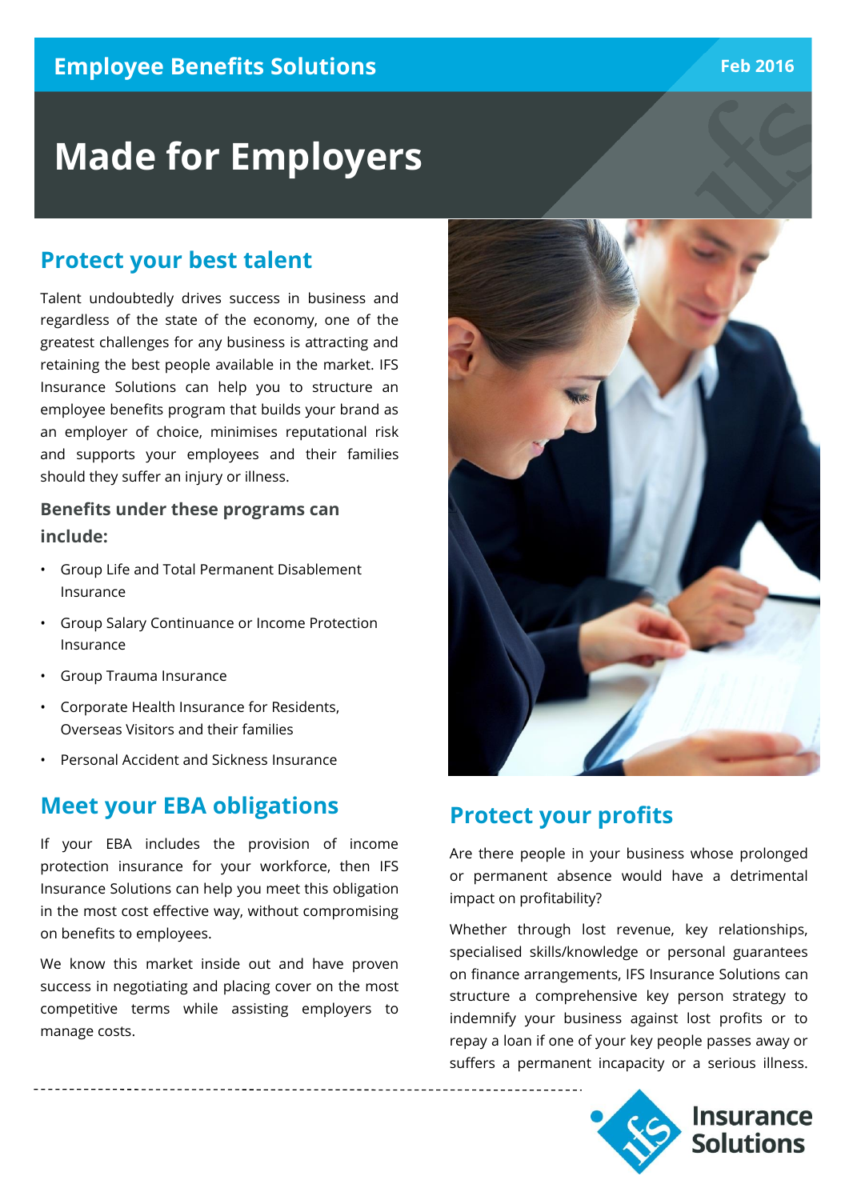Employee Benefits Solutions

Feb 2016

# Made for Employers

## Protect your best talent

Talent undoubtedly drives success in business and regardless of the state of the economy, one of the greatest challenges for any business is attracting and retaining the best people available in the market. IFS Insurance Solutions can help you to structure an employee benefits program that builds your brand as an employer of choice, minimises reputational risk and supports your employees and their families should they suffer an injury or illness.

### Benefits under these programs can include:

- Group Life and Total Permanent Disablement Insurance
- Group Salary Continuance or Income Protection Insurance
- Group Trauma Insurance
- Corporate Health Insurance for Residents, Overseas Visitors and their families
- Personal Accident and Sickness Insurance

## Meet your EBA obligations

If your EBA includes the provision of income protection insurance for your workforce, then IFS Insurance Solutions can help you meet this obligation in the most cost effective way, without compromising on benefits to employees.

We know this market inside out and have proven success in negotiating and placing cover on the most competitive terms while assisting employers to manage costs.

## Protect your profits

Are there people in your business whose prolonged or permanent absence would have a detrimental impact on profitability?

Whether through lost revenue, key relationships, specialised skills/knowledge or personal guarantees on finance arrangements, IFS Insurance Solutions can structure a comprehensive key person strategy to indemnify your business against lost profits or to repay a loan if one of your key people passes away or suffers a permanent incapacity or a serious illness.

Insurance Solutions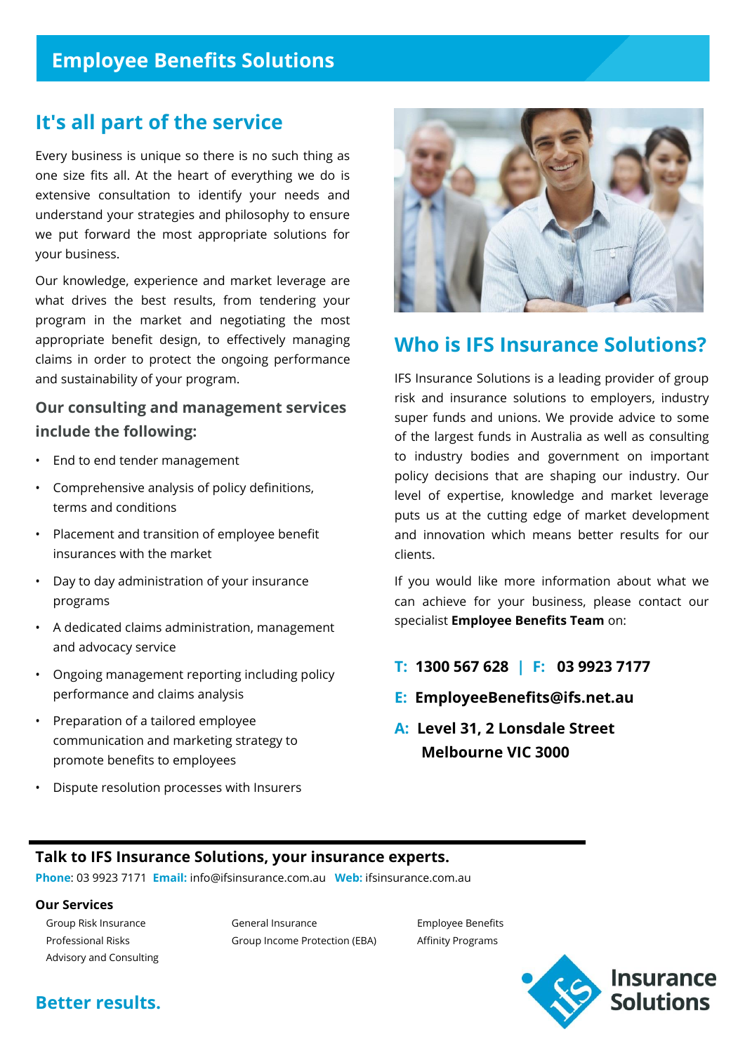# Employee Benefits Solutions

## It's all part of the service

Every business is unique so there is no such thing as one size fits all. At the heart of everything we do is extensive consultation to identify your needs and understand your strategies and philosophy to ensure we put forward the most appropriate solutions for your business.

Our knowledge, experience and market leverage are what drives the best results, from tendering your program in the market and negotiating the most appropriate benefit design, to effectively managing claims in order to protect the ongoing performance and sustainability of your program.

### Our consulting and management services include the following:

- End to end tender management
- Comprehensive analysis of policy definitions, terms and conditions
- Placement and transition of employee benefit insurances with the market
- Day to day administration of your insurance programs
- A dedicated claims administration, management and advocacy service
- Ongoing management reporting including policy performance and claims analysis
- Preparation of a tailored employee communication and marketing strategy to promote benefits to employees
- Dispute resolution processes with Insurers

## Who is IFS Insurance Solutions?

IFS Insurance Solutions is a leading provider of group risk and insurance solutions to employers, industry super funds and unions. We provide advice to some of the largest funds in Australia as well as consulting to industry bodies and government on important policy decisions that are shaping our industry. Our level of expertise, knowledge and market leverage puts us at the cutting edge of market development and innovation which means better results for our clients.

If you would like more information about what we can achieve for your business, please contact our specialist **Employee Benefits Team** on:

**T: 1300 567 628 | F: 03 9923 7177**

**E: EmployeeBenefits@ifs.net.au**

**A: Level 31, 2 Lonsdale Street
Melbourne VIC 3000**

**Talk to IFS Insurance Solutions, your insurance experts.**

**Phone**: 03 9923 7171 **Email:** info@ifsinsurance.com.au **Web:** ifsinsurance.com.au

**Our Services**

- Group Risk Insurance
- Professional Risks
- Advisory and Consulting
- General Insurance
- Group Income Protection (EBA)
- Employee Benefits
- Affinity Programs

**Better results.**

ifs Insurance Solutions